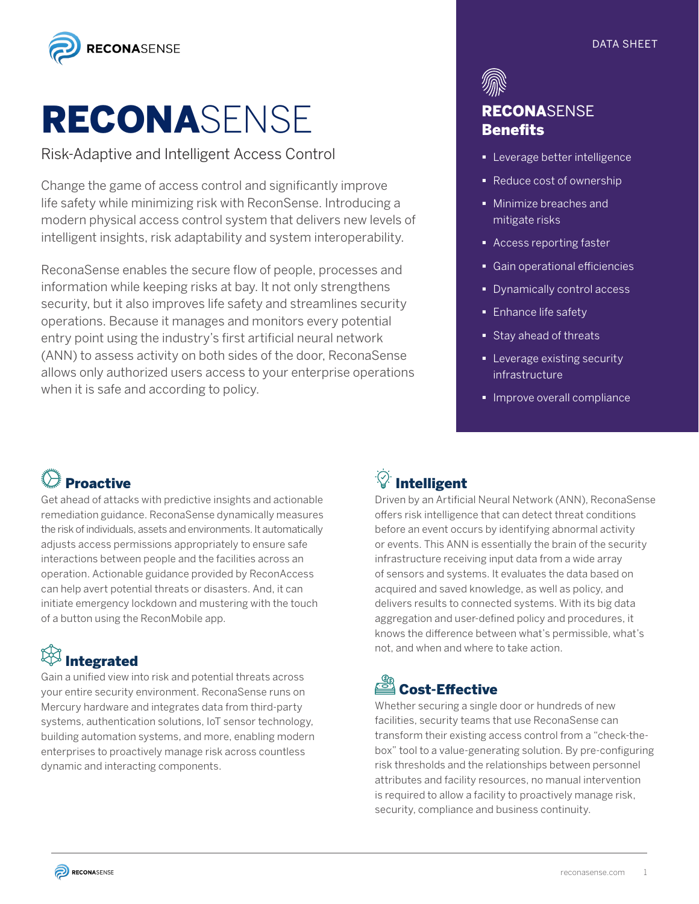DATA SHEET

# RECONASENSE

Risk-Adaptive and Intelligent Access Control

Change the game of access control and significantly improve life safety while minimizing risk with ReconSense. Introducing a modern physical access control system that delivers new levels of intelligent insights, risk adaptability and system interoperability.

ReconaSense enables the secure flow of people, processes and information while keeping risks at bay. It not only strengthens security, but it also improves life safety and streamlines security operations. Because it manages and monitors every potential entry point using the industry's first artificial neural network (ANN) to assess activity on both sides of the door, ReconaSense allows only authorized users access to your enterprise operations when it is safe and according to policy.

## RECONASENSE Benefits

- Leverage better intelligence
- Reduce cost of ownership
- Minimize breaches and mitigate risks
- Access reporting faster
- Gain operational efficiencies
- Dynamically control access
- Enhance life safety
- Stay ahead of threats
- Leverage existing security infrastructure
- Improve overall compliance

## Proactive

Get ahead of attacks with predictive insights and actionable remediation guidance. ReconaSense dynamically measures the risk of individuals, assets and environments. It automatically adjusts access permissions appropriately to ensure safe interactions between people and the facilities across an operation. Actionable guidance provided by ReconAccess can help avert potential threats or disasters. And, it can initiate emergency lockdown and mustering with the touch of a button using the ReconMobile app.

## Integrated

Gain a unified view into risk and potential threats across your entire security environment. ReconaSense runs on Mercury hardware and integrates data from third-party systems, authentication solutions, IoT sensor technology, building automation systems, and more, enabling modern enterprises to proactively manage risk across countless dynamic and interacting components.

## Intelligent

Driven by an Artificial Neural Network (ANN), ReconaSense offers risk intelligence that can detect threat conditions before an event occurs by identifying abnormal activity or events. This ANN is essentially the brain of the security infrastructure receiving input data from a wide array of sensors and systems. It evaluates the data based on acquired and saved knowledge, as well as policy, and delivers results to connected systems. With its big data aggregation and user-defined policy and procedures, it knows the difference between what's permissible, what's not, and when and where to take action.

## Cost-Effective

Whether securing a single door or hundreds of new facilities, security teams that use ReconaSense can transform their existing access control from a "check-the-box" tool to a value-generating solution. By pre-configuring risk thresholds and the relationships between personnel attributes and facility resources, no manual intervention is required to allow a facility to proactively manage risk, security, compliance and business continuity.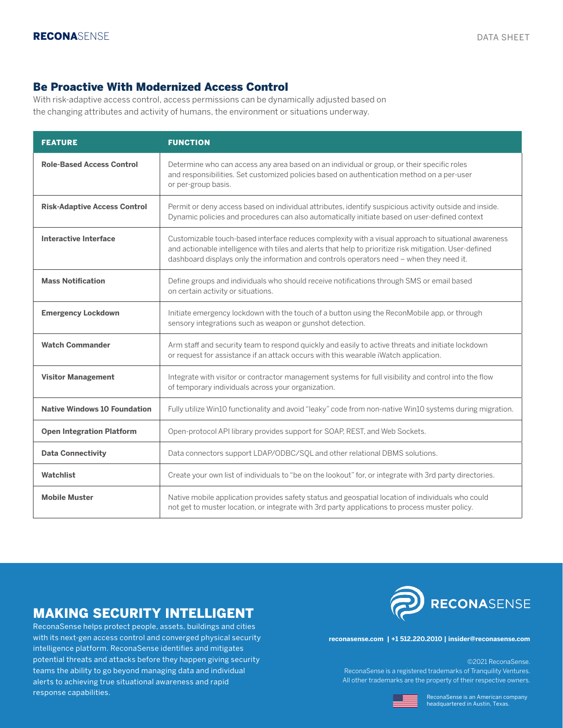## Be Proactive With Modernized Access Control

With risk-adaptive access control, access permissions can be dynamically adjusted based on the changing attributes and activity of humans, the environment or situations underway.

| FEATURE | FUNCTION |
|---|---|
| **Role-Based Access Control** | Determine who can access any area based on an individual or group, or their specific roles and responsibilities. Set customized policies based on authentication method on a per-user or per-group basis. |
| **Risk-Adaptive Access Control** | Permit or deny access based on individual attributes, identify suspicious activity outside and inside. Dynamic policies and procedures can also automatically initiate based on user-defined context |
| **Interactive Interface** | Customizable touch-based interface reduces complexity with a visual approach to situational awareness and actionable intelligence with tiles and alerts that help to prioritize risk mitigation. User-defined dashboard displays only the information and controls operators need – when they need it. |
| **Mass Notification** | Define groups and individuals who should receive notifications through SMS or email based on certain activity or situations. |
| **Emergency Lockdown** | Initiate emergency lockdown with the touch of a button using the ReconMobile app, or through sensory integrations such as weapon or gunshot detection. |
| **Watch Commander** | Arm staff and security team to respond quickly and easily to active threats and initiate lockdown or request for assistance if an attack occurs with this wearable iWatch application. |
| **Visitor Management** | Integrate with visitor or contractor management systems for full visibility and control into the flow of temporary individuals across your organization. |
| **Native Windows 10 Foundation** | Fully utilize Win10 functionality and avoid "leaky" code from non-native Win10 systems during migration. |
| **Open Integration Platform** | Open-protocol API library provides support for SOAP, REST, and Web Sockets. |
| **Data Connectivity** | Data connectors support LDAP/ODBC/SQL and other relational DBMS solutions. |
| **Watchlist** | Create your own list of individuals to "be on the lookout" for, or integrate with 3rd party directories. |
| **Mobile Muster** | Native mobile application provides safety status and geospatial location of individuals who could not get to muster location, or integrate with 3rd party applications to process muster policy. |

## MAKING SECURITY INTELLIGENT

ReconaSense helps protect people, assets, buildings and cities with its next-gen access control and converged physical security intelligence platform. ReconaSense identifies and mitigates potential threats and attacks before they happen giving security teams the ability to go beyond managing data and individual alerts to achieving true situational awareness and rapid response capabilities.

**RECONA**SENSE

**reconasense.com | +1 512.220.2010 | insider@reconasense.com**

©2021 ReconaSense.
ReconaSense is a registered trademarks of Tranquility Ventures.
All other trademarks are the property of their respective owners.

ReconaSense is an American company headquartered in Austin, Texas.